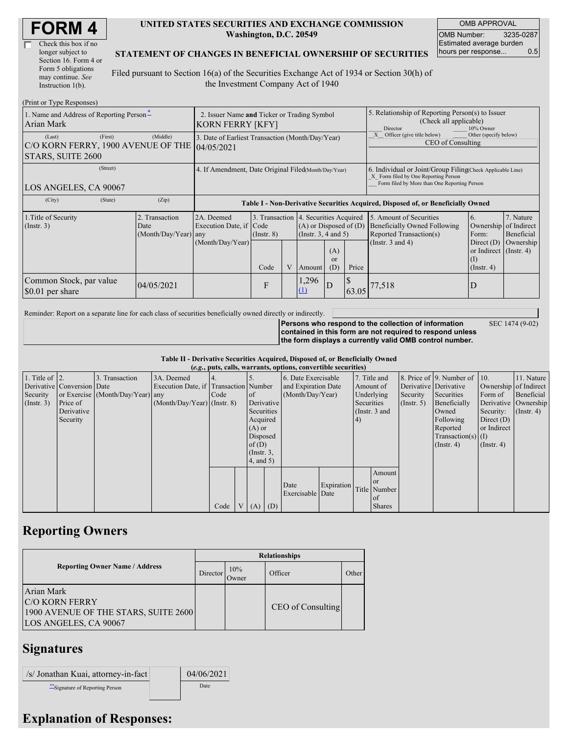# FORM 4

☐ Check this box if no longer subject to Section 16. Form 4 or Form 5 obligations may continue. *See* Instruction 1(b).

**UNITED STATES SECURITIES AND EXCHANGE COMMISSION**
**Washington, D.C. 20549**

**STATEMENT OF CHANGES IN BENEFICIAL OWNERSHIP OF SECURITIES**

Filed pursuant to Section 16(a) of the Securities Exchange Act of 1934 or Section 30(h) of the Investment Company Act of 1940

| OMB APPROVAL | |
|---|---|
| OMB Number: | 3235-0287 |
| Estimated average burden hours per response... | 0.5 |

(Print or Type Responses)

| 1. Name and Address of Reporting Person* | 2. Issuer Name and Ticker or Trading Symbol | 5. Relationship of Reporting Person(s) to Issuer (Check all applicable) |
|---|---|---|
| Arian Mark | KORN FERRY [KFY] | ___ Director ___ 10% Owner |
| (Last) (First) (Middle) | 3. Date of Earliest Transaction (Month/Day/Year) | _X_ Officer (give title below) ___ Other (specify below) |
| C/O KORN FERRY, 1900 AVENUE OF THE STARS, SUITE 2600 | 04/05/2021 | CEO of Consulting |
| (Street) | 4. If Amendment, Date Original Filed(Month/Day/Year) | 6. Individual or Joint/Group Filing(Check Applicable Line) _X_ Form filed by One Reporting Person ___ Form filed by More than One Reporting Person |
| LOS ANGELES, CA 90067 | | |
| (City) (State) (Zip) | | |

**Table I - Non-Derivative Securities Acquired, Disposed of, or Beneficially Owned**

| 1.Title of Security (Instr. 3) | 2. Transaction Date (Month/Day/Year) | 2A. Deemed Execution Date, if any (Month/Day/Year) | 3. Transaction Code (Instr. 8) | | 4. Securities Acquired (A) or Disposed of (D) (Instr. 3, 4 and 5) | | | 5. Amount of Securities Beneficially Owned Following Reported Transaction(s) (Instr. 3 and 4) | 6. Ownership Form: Direct (D) or Indirect (I) (Instr. 4) | 7. Nature of Indirect Beneficial Ownership (Instr. 4) |
|---|---|---|---|---|---|---|---|---|---|---|
| | | | Code | V | Amount | (A) or (D) | Price | | | |
| Common Stock, par value $0.01 per share | 04/05/2021 | | F | | 1,296 (1) | D | $ 63.05 | 77,518 | D | |

Reminder: Report on a separate line for each class of securities beneficially owned directly or indirectly.

**Persons who respond to the collection of information contained in this form are not required to respond unless the form displays a currently valid OMB control number.** SEC 1474 (9-02)

**Table II - Derivative Securities Acquired, Disposed of, or Beneficially Owned**
***(e.g., puts, calls, warrants, options, convertible securities)***

| 1. Title of Derivative Security (Instr. 3) | 2. Conversion or Exercise Price of Derivative Security | 3. Transaction Date (Month/Day/Year) | 3A. Deemed Execution Date, if any (Month/Day/Year) | 4. Transaction Code (Instr. 8) | | 5. Number of Derivative Securities Acquired (A) or Disposed of (D) (Instr. 3, 4, and 5) | | 6. Date Exercisable and Expiration Date (Month/Day/Year) | | 7. Title and Amount of Underlying Securities (Instr. 3 and 4) | | 8. Price of Derivative Security (Instr. 5) | 9. Number of Derivative Securities Beneficially Owned Following Reported Transaction(s) (Instr. 4) | 10. Ownership Form of Derivative Security: Direct (D) or Indirect (I) (Instr. 4) | 11. Nature of Indirect Beneficial Ownership (Instr. 4) |
|---|---|---|---|---|---|---|---|---|---|---|---|---|---|---|---|
| | | | | Code | V | (A) | (D) | Date Exercisable | Expiration Date | Title | Amount or Number of Shares | | | | |

## Reporting Owners

| Reporting Owner Name / Address | Relationships | | | |
|---|---|---|---|---|
| | Director | 10% Owner | Officer | Other |
| Arian Mark<br>C/O KORN FERRY<br>1900 AVENUE OF THE STARS, SUITE 2600<br>LOS ANGELES, CA 90067 | | | CEO of Consulting | |

## Signatures

| /s/ Jonathan Kuai, attorney-in-fact | 04/06/2021 |
|---|---|
| **Signature of Reporting Person | Date |

## Explanation of Responses: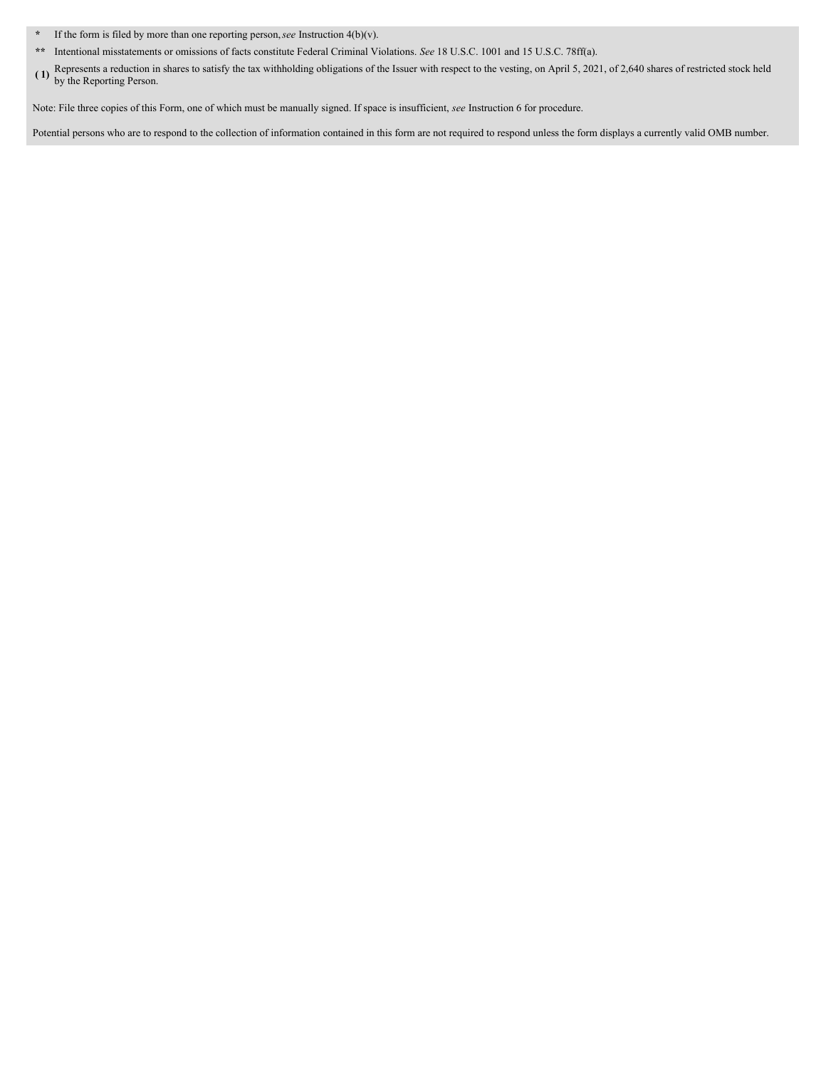\* If the form is filed by more than one reporting person, *see* Instruction 4(b)(v).

\*\* Intentional misstatements or omissions of facts constitute Federal Criminal Violations. *See* 18 U.S.C. 1001 and 15 U.S.C. 78ff(a).

(1) Represents a reduction in shares to satisfy the tax withholding obligations of the Issuer with respect to the vesting, on April 5, 2021, of 2,640 shares of restricted stock held by the Reporting Person.

Note: File three copies of this Form, one of which must be manually signed. If space is insufficient, *see* Instruction 6 for procedure.

Potential persons who are to respond to the collection of information contained in this form are not required to respond unless the form displays a currently valid OMB number.